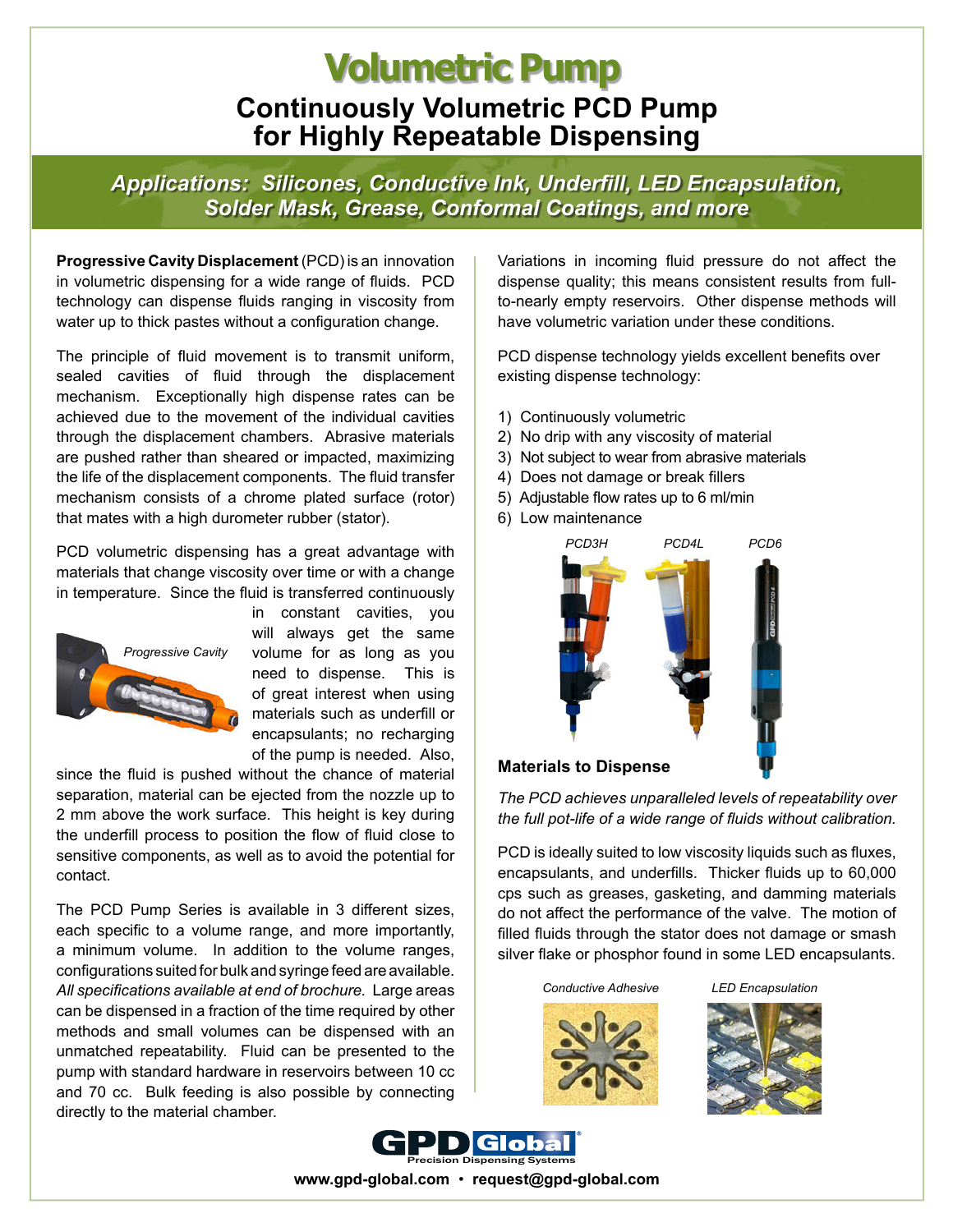# Volumetric Pump

## Continuously Volumetric PCD Pump for Highly Repeatable Dispensing

***Applications: Silicones, Conductive Ink, Underfill, LED Encapsulation, Solder Mask, Grease, Conformal Coatings, and more***

**Progressive Cavity Displacement** (PCD) is an innovation in volumetric dispensing for a wide range of fluids. PCD technology can dispense fluids ranging in viscosity from water up to thick pastes without a configuration change.

The principle of fluid movement is to transmit uniform, sealed cavities of fluid through the displacement mechanism. Exceptionally high dispense rates can be achieved due to the movement of the individual cavities through the displacement chambers. Abrasive materials are pushed rather than sheared or impacted, maximizing the life of the displacement components. The fluid transfer mechanism consists of a chrome plated surface (rotor) that mates with a high durometer rubber (stator).

PCD volumetric dispensing has a great advantage with materials that change viscosity over time or with a change in temperature. Since the fluid is transferred continuously in constant cavities, you will always get the same volume for as long as you need to dispense. This is of great interest when using materials such as underfill or encapsulants; no recharging of the pump is needed. Also, since the fluid is pushed without the chance of material separation, material can be ejected from the nozzle up to 2 mm above the work surface. This height is key during the underfill process to position the flow of fluid close to sensitive components, as well as to avoid the potential for contact.

*Progressive Cavity*

The PCD Pump Series is available in 3 different sizes, each specific to a volume range, and more importantly, a minimum volume. In addition to the volume ranges, configurations suited for bulk and syringe feed are available. *All specifications available at end of brochure.* Large areas can be dispensed in a fraction of the time required by other methods and small volumes can be dispensed with an unmatched repeatability. Fluid can be presented to the pump with standard hardware in reservoirs between 10 cc and 70 cc. Bulk feeding is also possible by connecting directly to the material chamber.

Variations in incoming fluid pressure do not affect the dispense quality; this means consistent results from full-to-nearly empty reservoirs. Other dispense methods will have volumetric variation under these conditions.

PCD dispense technology yields excellent benefits over existing dispense technology:

1) Continuously volumetric
2) No drip with any viscosity of material
3) Not subject to wear from abrasive materials
4) Does not damage or break fillers
5) Adjustable flow rates up to 6 ml/min
6) Low maintenance

*PCD3H* *PCD4L* *PCD6*

### Materials to Dispense

*The PCD achieves unparalleled levels of repeatability over the full pot-life of a wide range of fluids without calibration.*

PCD is ideally suited to low viscosity liquids such as fluxes, encapsulants, and underfills. Thicker fluids up to 60,000 cps such as greases, gasketing, and damming materials do not affect the performance of the valve. The motion of filled fluids through the stator does not damage or smash silver flake or phosphor found in some LED encapsulants.

*Conductive Adhesive* *LED Encapsulation*

GPD Global — Precision Dispensing Systems

www.gpd-global.com • request@gpd-global.com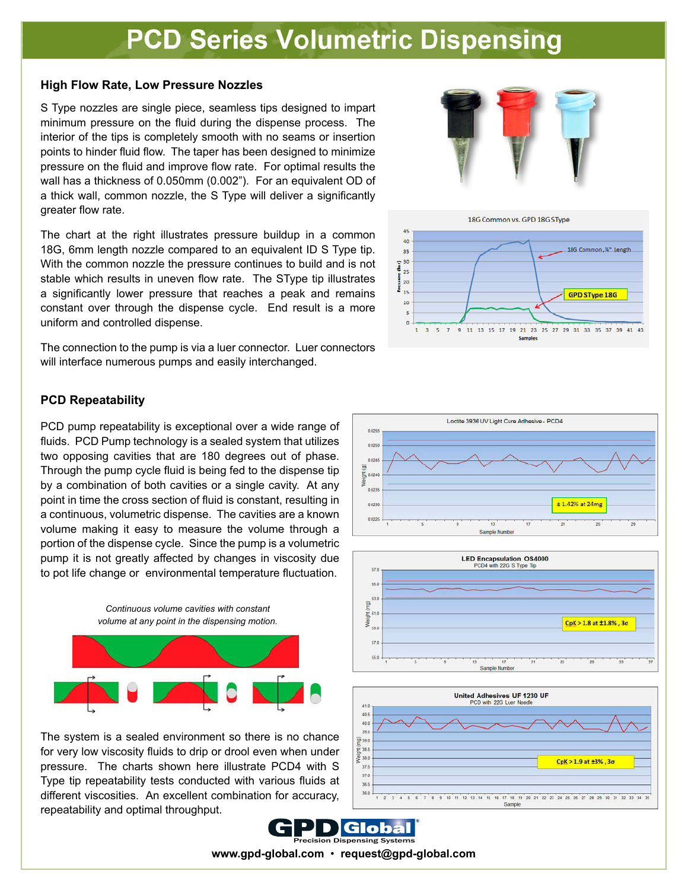# PCD Series Volumetric Dispensing

## High Flow Rate, Low Pressure Nozzles

S Type nozzles are single piece, seamless tips designed to impart minimum pressure on the fluid during the dispense process. The interior of the tips is completely smooth with no seams or insertion points to hinder fluid flow. The taper has been designed to minimize pressure on the fluid and improve flow rate. For optimal results the wall has a thickness of 0.050mm (0.002"). For an equivalent OD of a thick wall, common nozzle, the S Type will deliver a significantly greater flow rate.

The chart at the right illustrates pressure buildup in a common 18G, 6mm length nozzle compared to an equivalent ID S Type tip. With the common nozzle the pressure continues to build and is not stable which results in uneven flow rate. The SType tip illustrates a significantly lower pressure that reaches a peak and remains constant over through the dispense cycle. End result is a more uniform and controlled dispense.

The connection to the pump is via a luer connector. Luer connectors will interface numerous pumps and easily interchanged.

## PCD Repeatability

PCD pump repeatability is exceptional over a wide range of fluids. PCD Pump technology is a sealed system that utilizes two opposing cavities that are 180 degrees out of phase. Through the pump cycle fluid is being fed to the dispense tip by a combination of both cavities or a single cavity. At any point in time the cross section of fluid is constant, resulting in a continuous, volumetric dispense. The cavities are a known volume making it easy to measure the volume through a portion of the dispense cycle. Since the pump is a volumetric pump it is not greatly affected by changes in viscosity due to pot life change or environmental temperature fluctuation.

*Continuous volume cavities with constant volume at any point in the dispensing motion.*

The system is a sealed environment so there is no chance for very low viscosity fluids to drip or drool even when under pressure. The charts shown here illustrate PCD4 with S Type tip repeatability tests conducted with various fluids at different viscosities. An excellent combination for accuracy, repeatability and optimal throughput.

**GPD Global®** Precision Dispensing Systems

**www.gpd-global.com • request@gpd-global.com**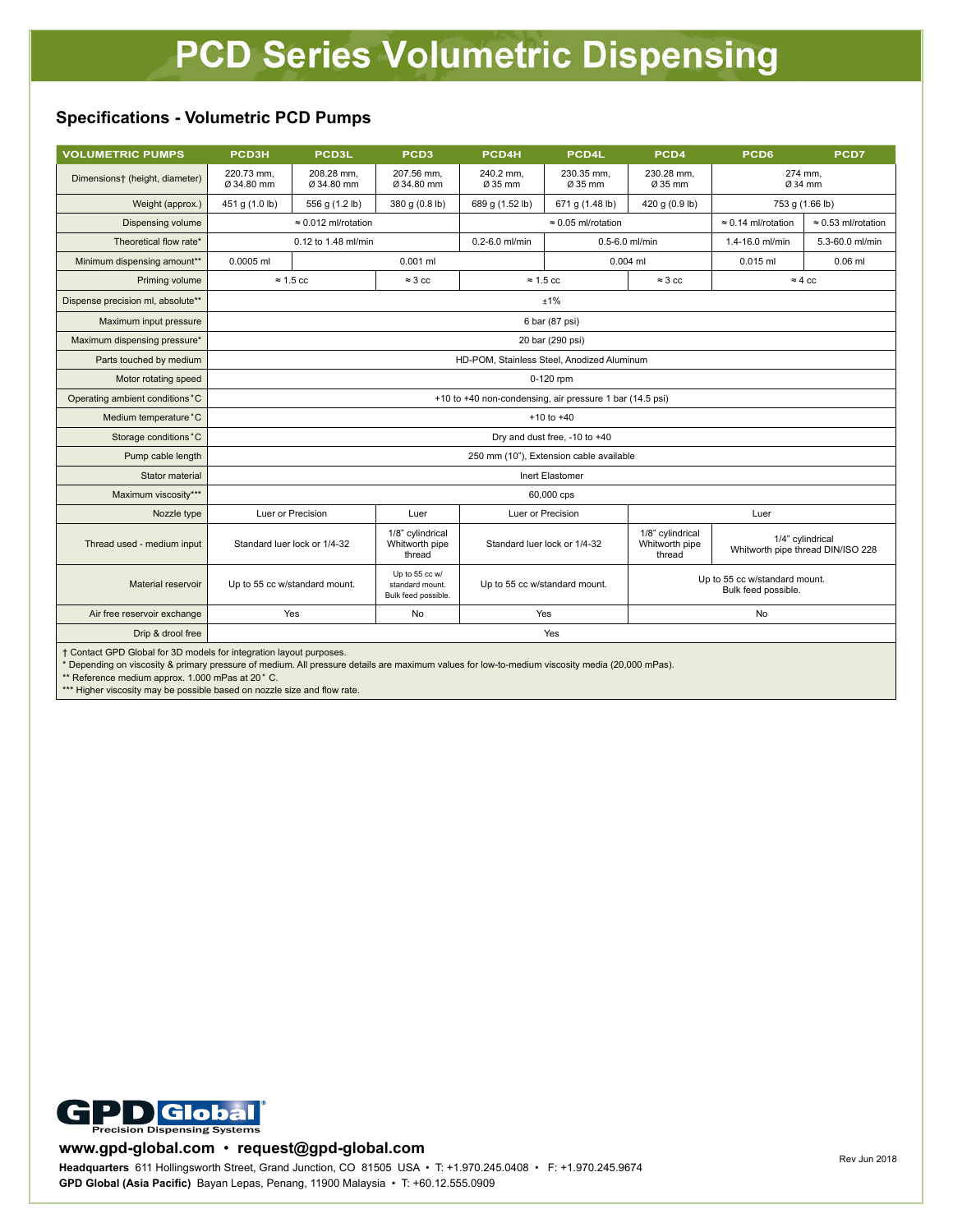# PCD Series Volumetric Dispensing

## Specifications - Volumetric PCD Pumps

| VOLUMETRIC PUMPS | PCD3H | PCD3L | PCD3 | PCD4H | PCD4L | PCD4 | PCD6 | PCD7 |
|---|---|---|---|---|---|---|---|---|
| Dimensions† (height, diameter) | 220.73 mm, Ø 34.80 mm | 208.28 mm, Ø 34.80 mm | 207.56 mm, Ø 34.80 mm | 240.2 mm, Ø 35 mm | 230.35 mm, Ø 35 mm | 230.28 mm, Ø 35 mm | 274 mm, Ø 34 mm | |
| Weight (approx.) | 451 g (1.0 lb) | 556 g (1.2 lb) | 380 g (0.8 lb) | 689 g (1.52 lb) | 671 g (1.48 lb) | 420 g (0.9 lb) | 753 g (1.66 lb) | |
| Dispensing volume | ≈ 0.012 ml/rotation | | | ≈ 0.05 ml/rotation | | | ≈ 0.14 ml/rotation | ≈ 0.53 ml/rotation |
| Theoretical flow rate* | 0.12 to 1.48 ml/min | | | 0.2-6.0 ml/min | 0.5-6.0 ml/min | | 1.4-16.0 ml/min | 5.3-60.0 ml/min |
| Minimum dispensing amount** | 0.0005 ml | 0.001 ml | | | 0.004 ml | | 0.015 ml | 0.06 ml |
| Priming volume | ≈ 1.5 cc | | ≈ 3 cc | ≈ 1.5 cc | | ≈ 3 cc | ≈ 4 cc | |
| Dispense precision ml, absolute** | ±1% | | | | | | | |
| Maximum input pressure | 6 bar (87 psi) | | | | | | | |
| Maximum dispensing pressure* | 20 bar (290 psi) | | | | | | | |
| Parts touched by medium | HD-POM, Stainless Steel, Anodized Aluminum | | | | | | | |
| Motor rotating speed | 0-120 rpm | | | | | | | |
| Operating ambient conditions °C | +10 to +40 non-condensing, air pressure 1 bar (14.5 psi) | | | | | | | |
| Medium temperature °C | +10 to +40 | | | | | | | |
| Storage conditions °C | Dry and dust free, -10 to +40 | | | | | | | |
| Pump cable length | 250 mm (10"), Extension cable available | | | | | | | |
| Stator material | Inert Elastomer | | | | | | | |
| Maximum viscosity*** | 60,000 cps | | | | | | | |
| Nozzle type | Luer or Precision | | Luer | Luer or Precision | | Luer | | |
| Thread used - medium input | Standard luer lock or 1/4-32 | | 1/8" cylindrical Whitworth pipe thread | Standard luer lock or 1/4-32 | | 1/8" cylindrical Whitworth pipe thread | 1/4" cylindrical Whitworth pipe thread DIN/ISO 228 | |
| Material reservoir | Up to 55 cc w/standard mount. | | Up to 55 cc w/ standard mount. Bulk feed possible. | Up to 55 cc w/standard mount. | | Up to 55 cc w/standard mount. Bulk feed possible. | | |
| Air free reservoir exchange | Yes | | No | Yes | | No | | |
| Drip & drool free | Yes | | | | | | | |

† Contact GPD Global for 3D models for integration layout purposes.
* Depending on viscosity & primary pressure of medium. All pressure details are maximum values for low-to-medium viscosity media (20,000 mPas).
** Reference medium approx. 1.000 mPas at 20° C.
*** Higher viscosity may be possible based on nozzle size and flow rate.

GPD Global®
Precision Dispensing Systems

**www.gpd-global.com • request@gpd-global.com**

**Headquarters** 611 Hollingsworth Street, Grand Junction, CO 81505 USA • T: +1.970.245.0408 • F: +1.970.245.9674
**GPD Global (Asia Pacific)** Bayan Lepas, Penang, 11900 Malaysia • T: +60.12.555.0909

Rev Jun 2018